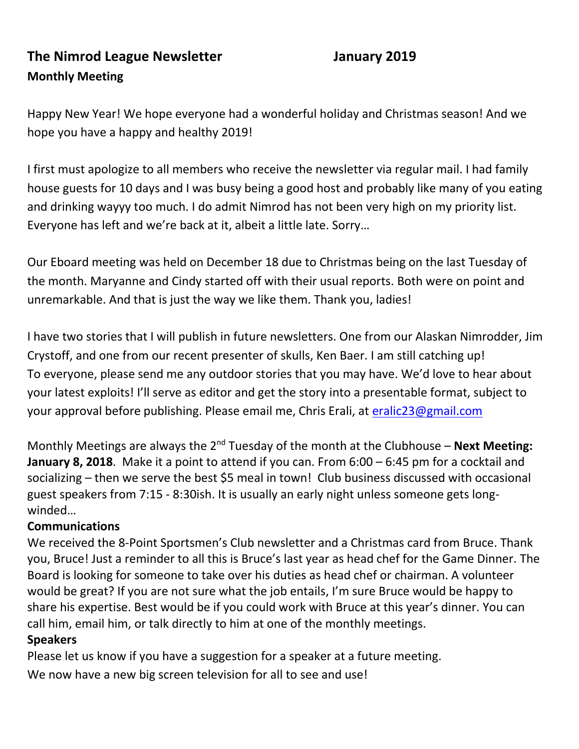# The Nimrod League Newsletter January 2019

## Monthly Meeting

Happy New Year! We hope everyone had a wonderful holiday and Christmas season! And we hope you have a happy and healthy 2019!

I first must apologize to all members who receive the newsletter via regular mail. I had family house guests for 10 days and I was busy being a good host and probably like many of you eating and drinking wayyy too much. I do admit Nimrod has not been very high on my priority list. Everyone has left and we're back at it, albeit a little late. Sorry…

Our Eboard meeting was held on December 18 due to Christmas being on the last Tuesday of the month. Maryanne and Cindy started off with their usual reports. Both were on point and unremarkable. And that is just the way we like them. Thank you, ladies!

I have two stories that I will publish in future newsletters. One from our Alaskan Nimrodder, Jim Crystoff, and one from our recent presenter of skulls, Ken Baer. I am still catching up! To everyone, please send me any outdoor stories that you may have. We'd love to hear about your latest exploits! I'll serve as editor and get the story into a presentable format, subject to your approval before publishing. Please email me, Chris Erali, at eralic23@gmail.com

Monthly Meetings are always the 2nd Tuesday of the month at the Clubhouse – **Next Meeting: January 8, 2018**. Make it a point to attend if you can. From 6:00 – 6:45 pm for a cocktail and socializing – then we serve the best $5 meal in town! Club business discussed with occasional guest speakers from 7:15 - 8:30ish. It is usually an early night unless someone gets long-winded…

**Communications**

We received the 8-Point Sportsmen's Club newsletter and a Christmas card from Bruce. Thank you, Bruce! Just a reminder to all this is Bruce's last year as head chef for the Game Dinner. The Board is looking for someone to take over his duties as head chef or chairman. A volunteer would be great? If you are not sure what the job entails, I'm sure Bruce would be happy to share his expertise. Best would be if you could work with Bruce at this year's dinner. You can call him, email him, or talk directly to him at one of the monthly meetings.

**Speakers**

Please let us know if you have a suggestion for a speaker at a future meeting.

We now have a new big screen television for all to see and use!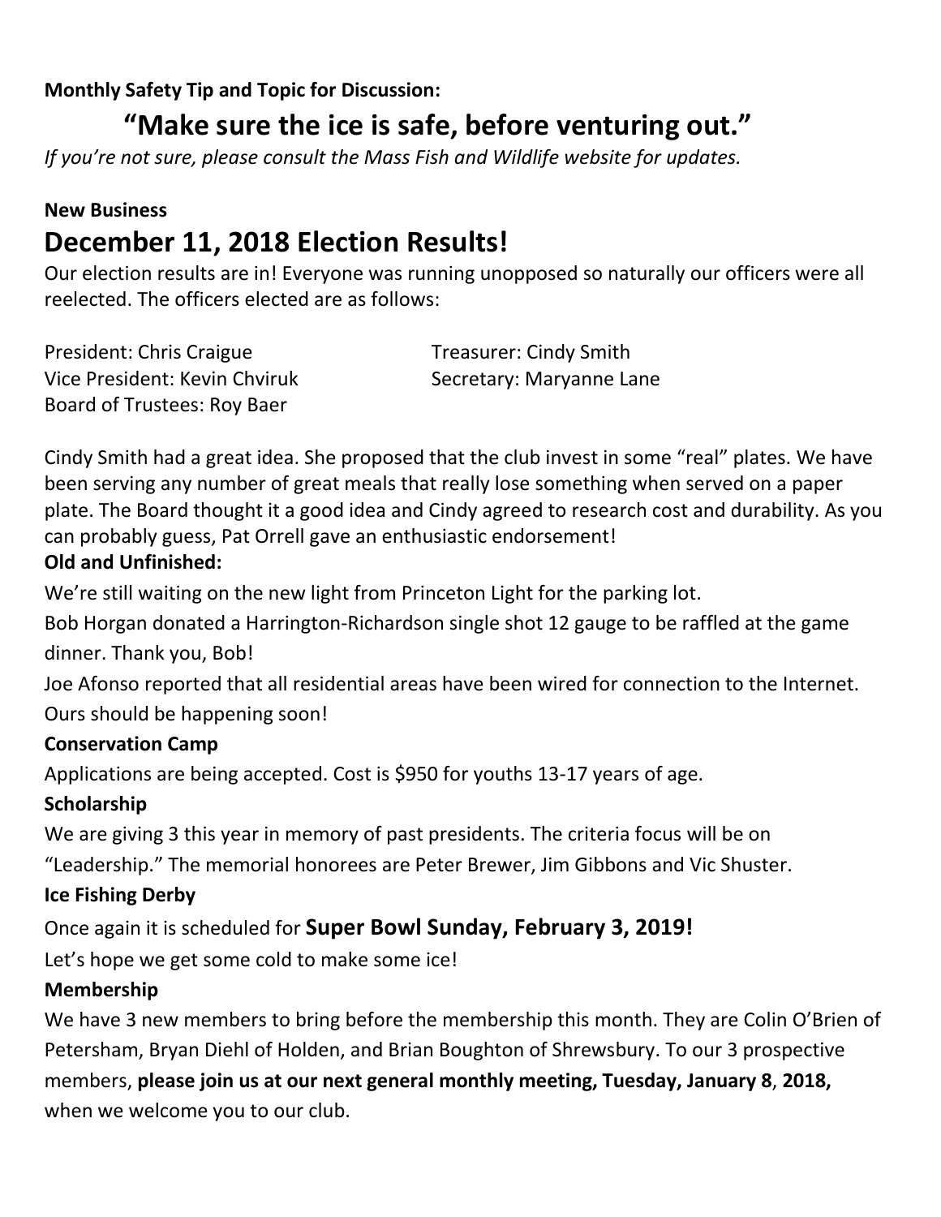**Monthly Safety Tip and Topic for Discussion:**

## "Make sure the ice is safe, before venturing out."

*If you're not sure, please consult the Mass Fish and Wildlife website for updates.*

**New Business**

## December 11, 2018 Election Results!

Our election results are in! Everyone was running unopposed so naturally our officers were all reelected. The officers elected are as follows:

President: Chris Craigue
Vice President: Kevin Chviruk
Board of Trustees: Roy Baer
Treasurer: Cindy Smith
Secretary: Maryanne Lane

Cindy Smith had a great idea. She proposed that the club invest in some "real" plates. We have been serving any number of great meals that really lose something when served on a paper plate. The Board thought it a good idea and Cindy agreed to research cost and durability. As you can probably guess, Pat Orrell gave an enthusiastic endorsement!

**Old and Unfinished:**

We're still waiting on the new light from Princeton Light for the parking lot.

Bob Horgan donated a Harrington-Richardson single shot 12 gauge to be raffled at the game dinner. Thank you, Bob!

Joe Afonso reported that all residential areas have been wired for connection to the Internet. Ours should be happening soon!

**Conservation Camp**

Applications are being accepted. Cost is $950 for youths 13-17 years of age.

**Scholarship**

We are giving 3 this year in memory of past presidents. The criteria focus will be on "Leadership." The memorial honorees are Peter Brewer, Jim Gibbons and Vic Shuster.

**Ice Fishing Derby**

Once again it is scheduled for **Super Bowl Sunday, February 3, 2019!**

Let's hope we get some cold to make some ice!

**Membership**

We have 3 new members to bring before the membership this month. They are Colin O'Brien of Petersham, Bryan Diehl of Holden, and Brian Boughton of Shrewsbury. To our 3 prospective members, **please join us at our next general monthly meeting, Tuesday, January 8**, **2018,** when we welcome you to our club.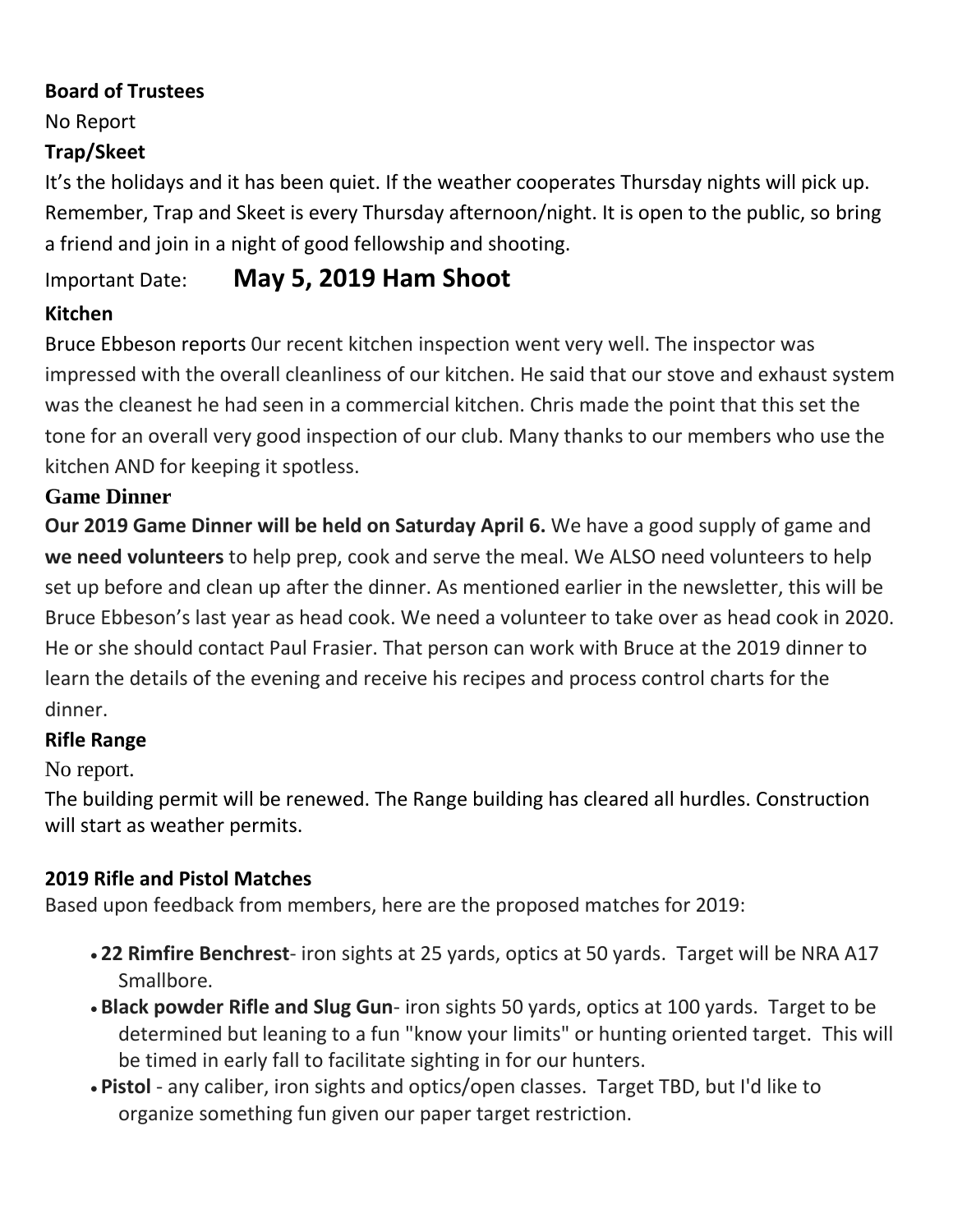**Board of Trustees**

No Report

**Trap/Skeet**

It's the holidays and it has been quiet. If the weather cooperates Thursday nights will pick up. Remember, Trap and Skeet is every Thursday afternoon/night. It is open to the public, so bring a friend and join in a night of good fellowship and shooting.

Important Date: **May 5, 2019 Ham Shoot**

**Kitchen**

Bruce Ebbeson reports 0ur recent kitchen inspection went very well. The inspector was impressed with the overall cleanliness of our kitchen. He said that our stove and exhaust system was the cleanest he had seen in a commercial kitchen. Chris made the point that this set the tone for an overall very good inspection of our club. Many thanks to our members who use the kitchen AND for keeping it spotless.

**Game Dinner**

**Our 2019 Game Dinner will be held on Saturday April 6.** We have a good supply of game and **we need volunteers** to help prep, cook and serve the meal. We ALSO need volunteers to help set up before and clean up after the dinner. As mentioned earlier in the newsletter, this will be Bruce Ebbeson's last year as head cook. We need a volunteer to take over as head cook in 2020. He or she should contact Paul Frasier. That person can work with Bruce at the 2019 dinner to learn the details of the evening and receive his recipes and process control charts for the dinner.

**Rifle Range**

No report.

The building permit will be renewed. The Range building has cleared all hurdles. Construction will start as weather permits.

**2019 Rifle and Pistol Matches**

Based upon feedback from members, here are the proposed matches for 2019:

- **22 Rimfire Benchrest**- iron sights at 25 yards, optics at 50 yards. Target will be NRA A17 Smallbore.
- **Black powder Rifle and Slug Gun**- iron sights 50 yards, optics at 100 yards. Target to be determined but leaning to a fun "know your limits" or hunting oriented target. This will be timed in early fall to facilitate sighting in for our hunters.
- **Pistol** - any caliber, iron sights and optics/open classes. Target TBD, but I'd like to organize something fun given our paper target restriction.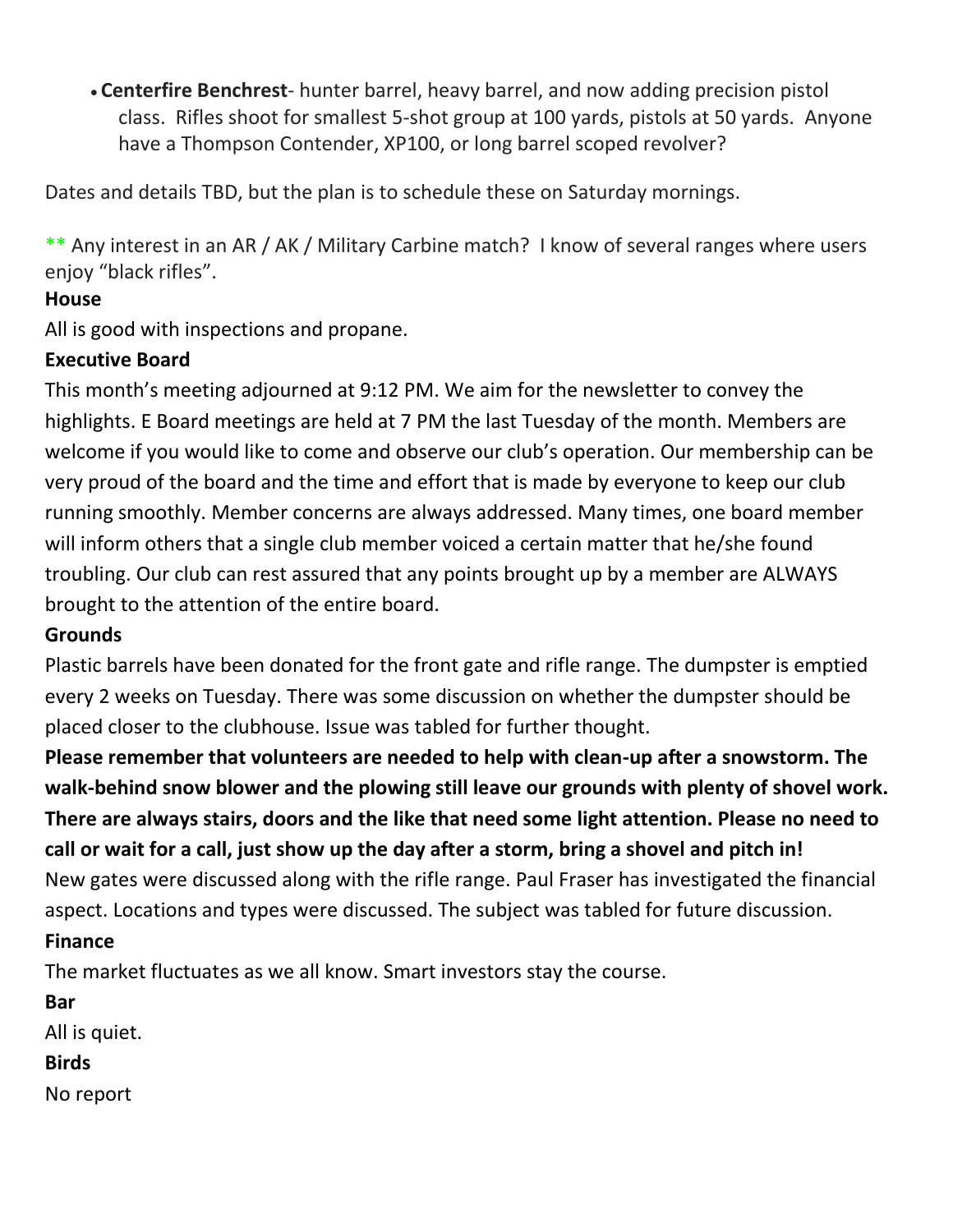- **Centerfire Benchrest**- hunter barrel, heavy barrel, and now adding precision pistol class. Rifles shoot for smallest 5-shot group at 100 yards, pistols at 50 yards. Anyone have a Thompson Contender, XP100, or long barrel scoped revolver?

Dates and details TBD, but the plan is to schedule these on Saturday mornings.

** Any interest in an AR / AK / Military Carbine match? I know of several ranges where users enjoy "black rifles".

**House**

All is good with inspections and propane.

**Executive Board**

This month's meeting adjourned at 9:12 PM. We aim for the newsletter to convey the highlights. E Board meetings are held at 7 PM the last Tuesday of the month. Members are welcome if you would like to come and observe our club's operation. Our membership can be very proud of the board and the time and effort that is made by everyone to keep our club running smoothly. Member concerns are always addressed. Many times, one board member will inform others that a single club member voiced a certain matter that he/she found troubling. Our club can rest assured that any points brought up by a member are ALWAYS brought to the attention of the entire board.

**Grounds**

Plastic barrels have been donated for the front gate and rifle range. The dumpster is emptied every 2 weeks on Tuesday. There was some discussion on whether the dumpster should be placed closer to the clubhouse. Issue was tabled for further thought.

**Please remember that volunteers are needed to help with clean-up after a snowstorm. The walk-behind snow blower and the plowing still leave our grounds with plenty of shovel work. There are always stairs, doors and the like that need some light attention. Please no need to call or wait for a call, just show up the day after a storm, bring a shovel and pitch in!**

New gates were discussed along with the rifle range. Paul Fraser has investigated the financial aspect. Locations and types were discussed. The subject was tabled for future discussion.

**Finance**

The market fluctuates as we all know. Smart investors stay the course.

**Bar**

All is quiet.

**Birds**

No report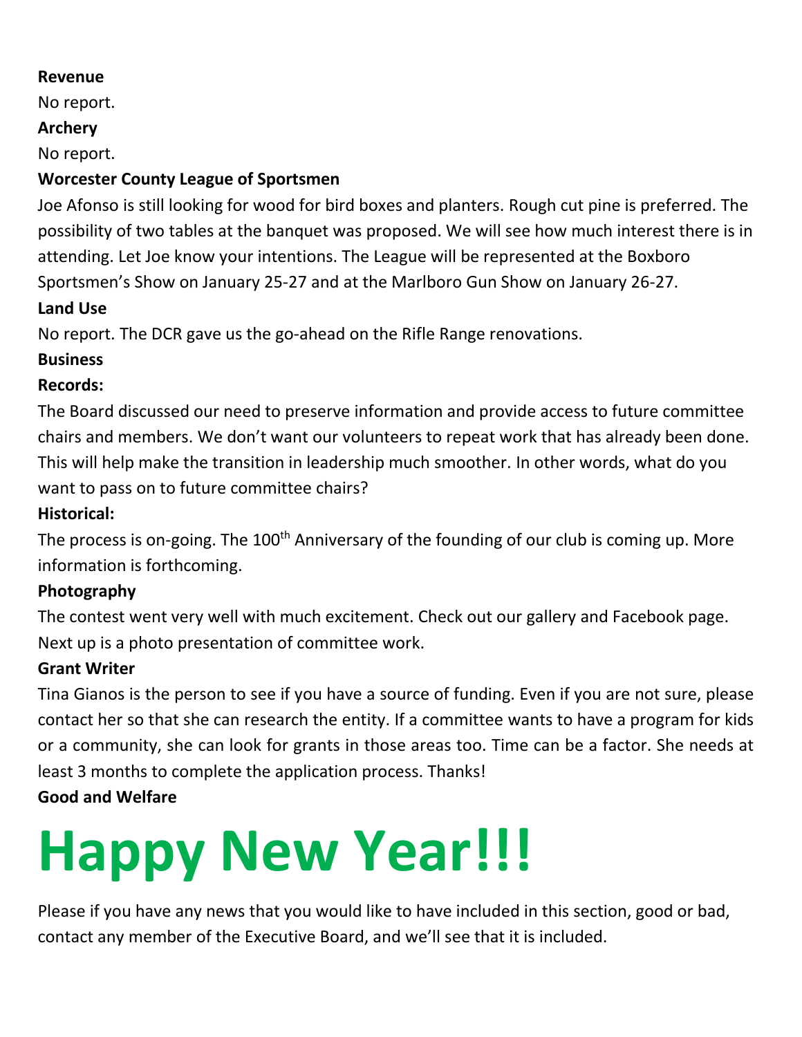**Revenue**

No report.

**Archery**

No report.

**Worcester County League of Sportsmen**

Joe Afonso is still looking for wood for bird boxes and planters. Rough cut pine is preferred. The possibility of two tables at the banquet was proposed. We will see how much interest there is in attending. Let Joe know your intentions. The League will be represented at the Boxboro Sportsmen's Show on January 25-27 and at the Marlboro Gun Show on January 26-27.

**Land Use**

No report. The DCR gave us the go-ahead on the Rifle Range renovations.

**Business**

**Records:**

The Board discussed our need to preserve information and provide access to future committee chairs and members. We don't want our volunteers to repeat work that has already been done. This will help make the transition in leadership much smoother. In other words, what do you want to pass on to future committee chairs?

**Historical:**

The process is on-going. The 100th Anniversary of the founding of our club is coming up. More information is forthcoming.

**Photography**

The contest went very well with much excitement. Check out our gallery and Facebook page. Next up is a photo presentation of committee work.

**Grant Writer**

Tina Gianos is the person to see if you have a source of funding. Even if you are not sure, please contact her so that she can research the entity. If a committee wants to have a program for kids or a community, she can look for grants in those areas too. Time can be a factor. She needs at least 3 months to complete the application process. Thanks!

**Good and Welfare**

# Happy New Year!!!

Please if you have any news that you would like to have included in this section, good or bad, contact any member of the Executive Board, and we'll see that it is included.